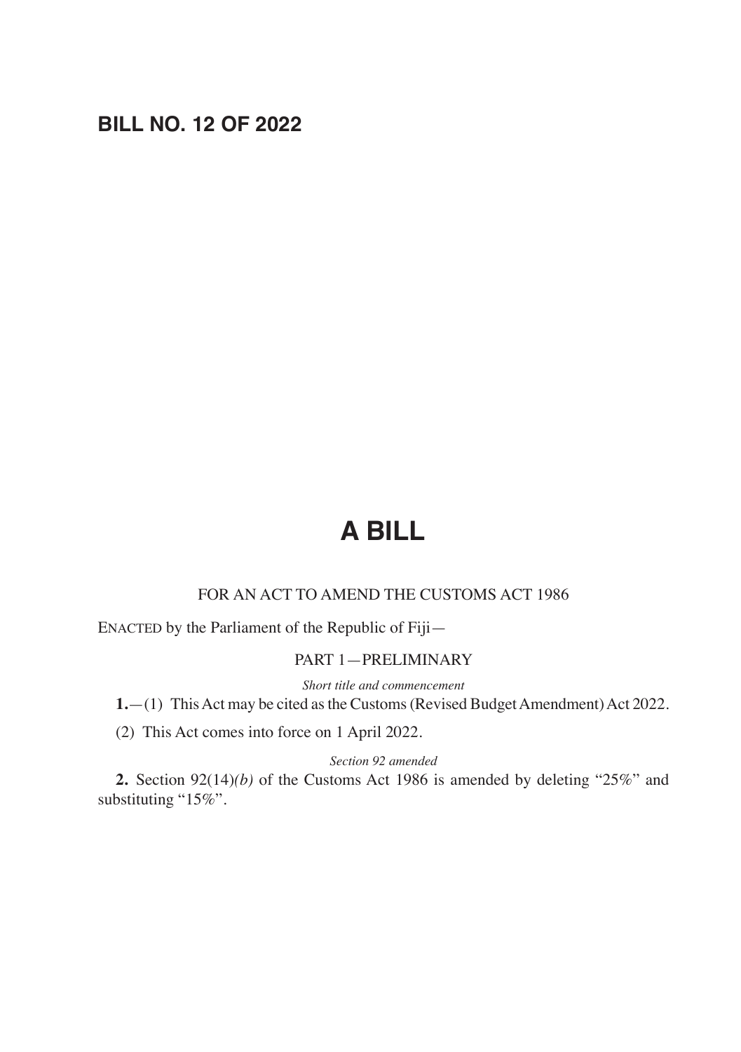# BILL NO. 12 OF 2022

# A BILL

FOR AN ACT TO AMEND THE CUSTOMS ACT 1986

ENACTED by the Parliament of the Republic of Fiji—

## PART 1—PRELIMINARY

*Short title and commencement*

**1.**—(1) This Act may be cited as the Customs (Revised Budget Amendment) Act 2022.

(2) This Act comes into force on 1 April 2022.

*Section 92 amended*

**2.** Section 92(14)*(b)* of the Customs Act 1986 is amended by deleting "25%" and substituting "15%".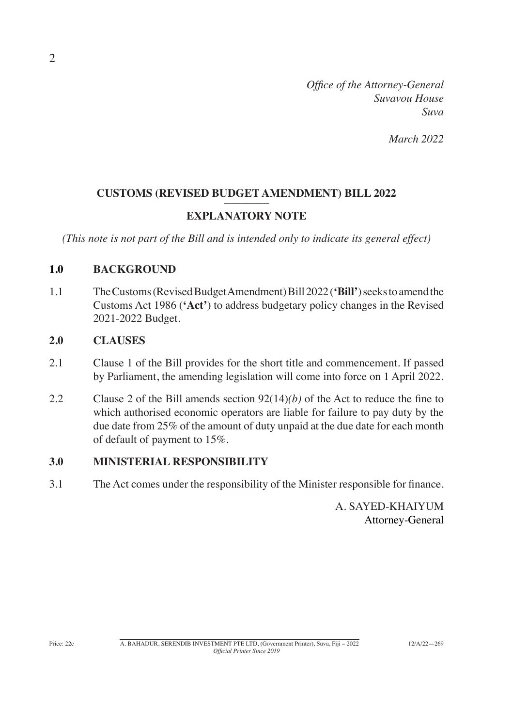*Office of the Attorney-General*
*Suvavou House*
*Suva*

*March 2022*

## CUSTOMS (REVISED BUDGET AMENDMENT) BILL 2022

## EXPLANATORY NOTE

*(This note is not part of the Bill and is intended only to indicate its general effect)*

### 1.0 BACKGROUND

1.1 The Customs (Revised Budget Amendment) Bill 2022 (**'Bill'**) seeks to amend the Customs Act 1986 (**'Act'**) to address budgetary policy changes in the Revised 2021-2022 Budget.

### 2.0 CLAUSES

2.1 Clause 1 of the Bill provides for the short title and commencement. If passed by Parliament, the amending legislation will come into force on 1 April 2022.

2.2 Clause 2 of the Bill amends section 92(14)*(b)* of the Act to reduce the fine to which authorised economic operators are liable for failure to pay duty by the due date from 25% of the amount of duty unpaid at the due date for each month of default of payment to 15%.

### 3.0 MINISTERIAL RESPONSIBILITY

3.1 The Act comes under the responsibility of the Minister responsible for finance.

A. SAYED-KHAIYUM
Attorney-General

Price: 22c A. BAHADUR, SERENDIB INVESTMENT PTE LTD, (Government Printer), Suva, Fiji – 2022 12/A/22—269
*Official Printer Since 2019*